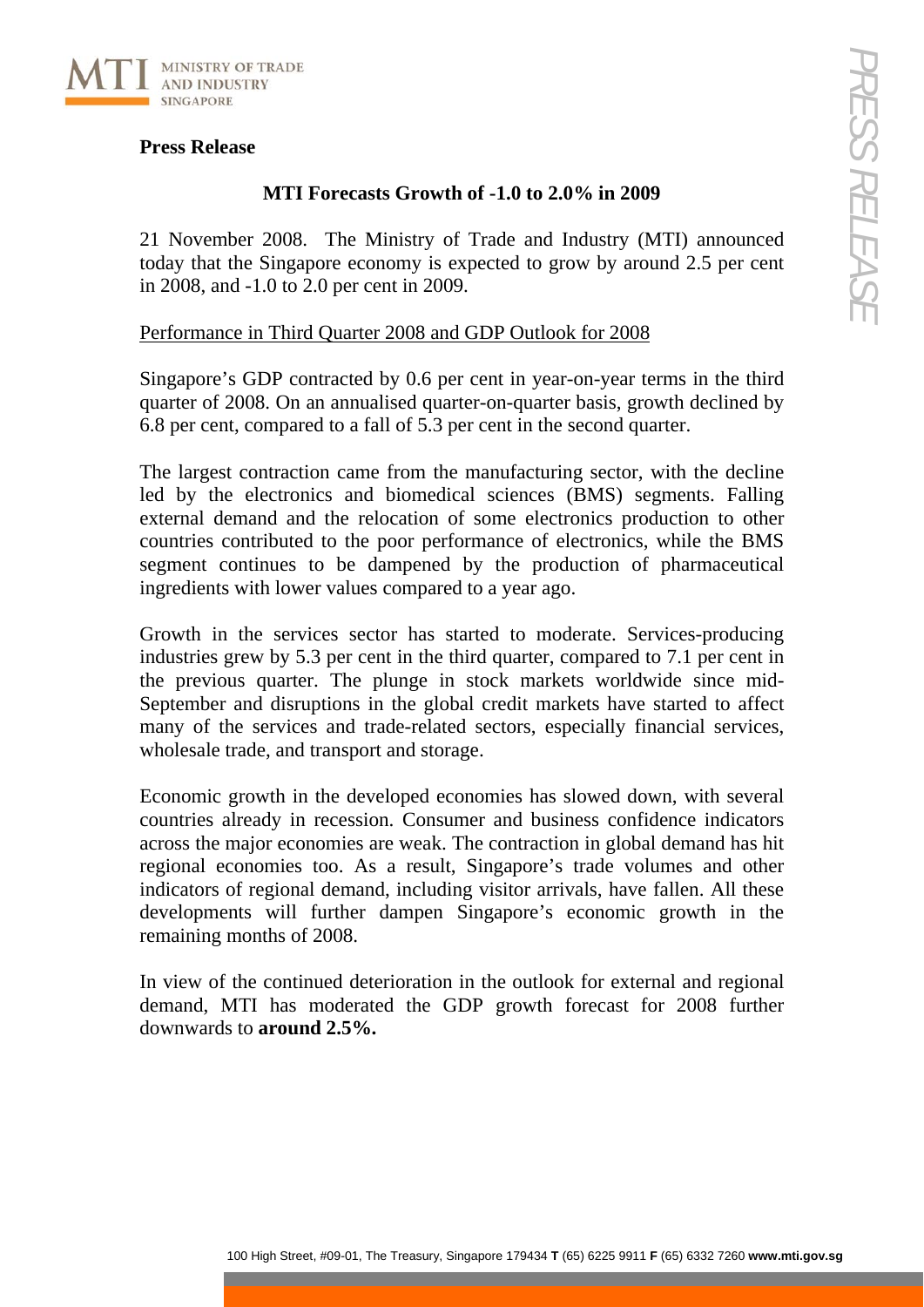**Press Release**

## MTI Forecasts Growth of -1.0 to 2.0% in 2009

21 November 2008. The Ministry of Trade and Industry (MTI) announced today that the Singapore economy is expected to grow by around 2.5 per cent in 2008, and -1.0 to 2.0 per cent in 2009.

### Performance in Third Quarter 2008 and GDP Outlook for 2008

Singapore's GDP contracted by 0.6 per cent in year-on-year terms in the third quarter of 2008. On an annualised quarter-on-quarter basis, growth declined by 6.8 per cent, compared to a fall of 5.3 per cent in the second quarter.

The largest contraction came from the manufacturing sector, with the decline led by the electronics and biomedical sciences (BMS) segments. Falling external demand and the relocation of some electronics production to other countries contributed to the poor performance of electronics, while the BMS segment continues to be dampened by the production of pharmaceutical ingredients with lower values compared to a year ago.

Growth in the services sector has started to moderate. Services-producing industries grew by 5.3 per cent in the third quarter, compared to 7.1 per cent in the previous quarter. The plunge in stock markets worldwide since mid-September and disruptions in the global credit markets have started to affect many of the services and trade-related sectors, especially financial services, wholesale trade, and transport and storage.

Economic growth in the developed economies has slowed down, with several countries already in recession. Consumer and business confidence indicators across the major economies are weak. The contraction in global demand has hit regional economies too. As a result, Singapore's trade volumes and other indicators of regional demand, including visitor arrivals, have fallen. All these developments will further dampen Singapore's economic growth in the remaining months of 2008.

In view of the continued deterioration in the outlook for external and regional demand, MTI has moderated the GDP growth forecast for 2008 further downwards to **around 2.5%.**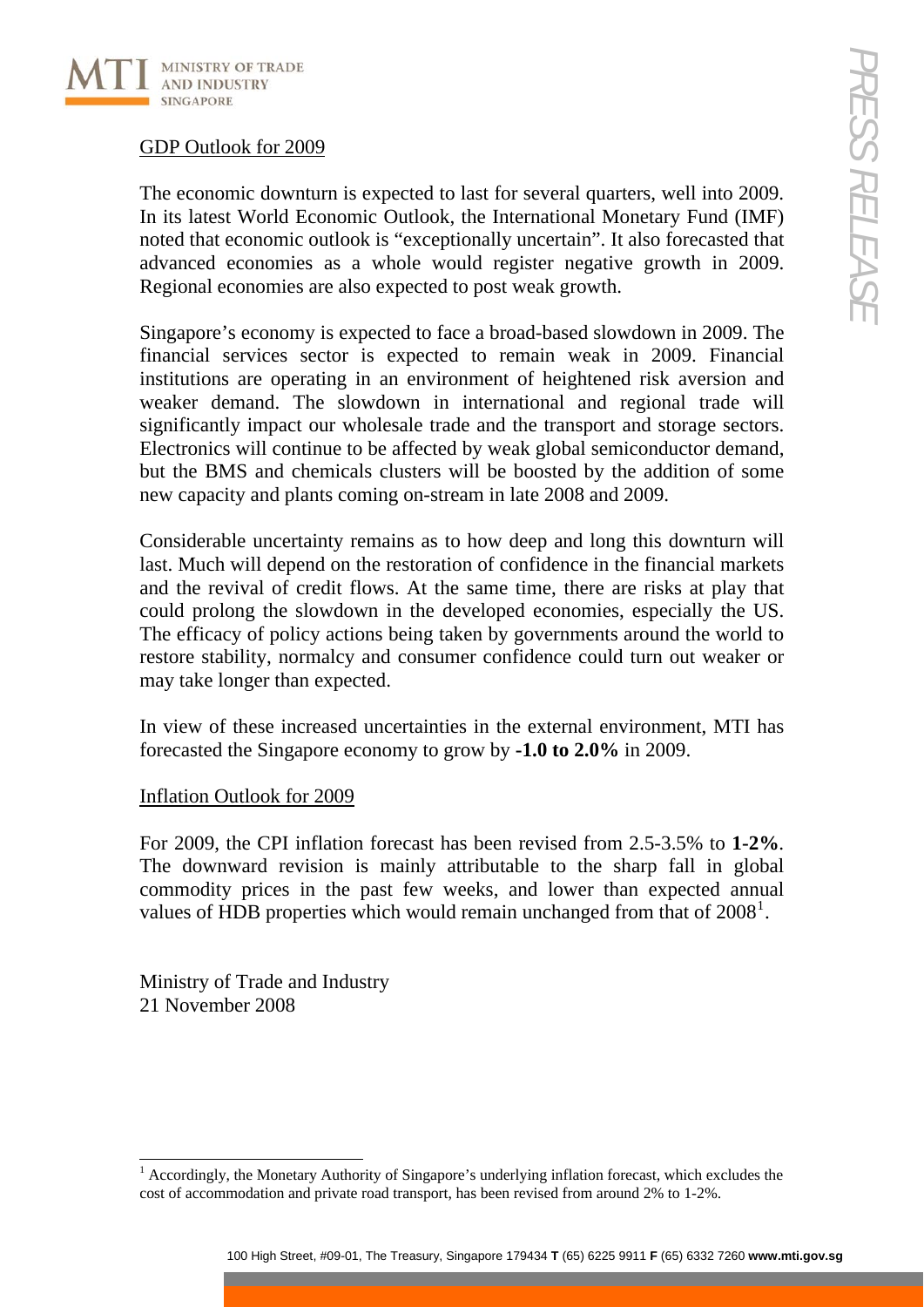## GDP Outlook for 2009

The economic downturn is expected to last for several quarters, well into 2009. In its latest World Economic Outlook, the International Monetary Fund (IMF) noted that economic outlook is "exceptionally uncertain". It also forecasted that advanced economies as a whole would register negative growth in 2009. Regional economies are also expected to post weak growth.

Singapore's economy is expected to face a broad-based slowdown in 2009. The financial services sector is expected to remain weak in 2009. Financial institutions are operating in an environment of heightened risk aversion and weaker demand. The slowdown in international and regional trade will significantly impact our wholesale trade and the transport and storage sectors. Electronics will continue to be affected by weak global semiconductor demand, but the BMS and chemicals clusters will be boosted by the addition of some new capacity and plants coming on-stream in late 2008 and 2009.

Considerable uncertainty remains as to how deep and long this downturn will last. Much will depend on the restoration of confidence in the financial markets and the revival of credit flows. At the same time, there are risks at play that could prolong the slowdown in the developed economies, especially the US. The efficacy of policy actions being taken by governments around the world to restore stability, normalcy and consumer confidence could turn out weaker or may take longer than expected.

In view of these increased uncertainties in the external environment, MTI has forecasted the Singapore economy to grow by **-1.0 to 2.0%** in 2009.

## Inflation Outlook for 2009

For 2009, the CPI inflation forecast has been revised from 2.5-3.5% to **1-2%**. The downward revision is mainly attributable to the sharp fall in global commodity prices in the past few weeks, and lower than expected annual values of HDB properties which would remain unchanged from that of 2008[1].

Ministry of Trade and Industry
21 November 2008

[1] Accordingly, the Monetary Authority of Singapore's underlying inflation forecast, which excludes the cost of accommodation and private road transport, has been revised from around 2% to 1-2%.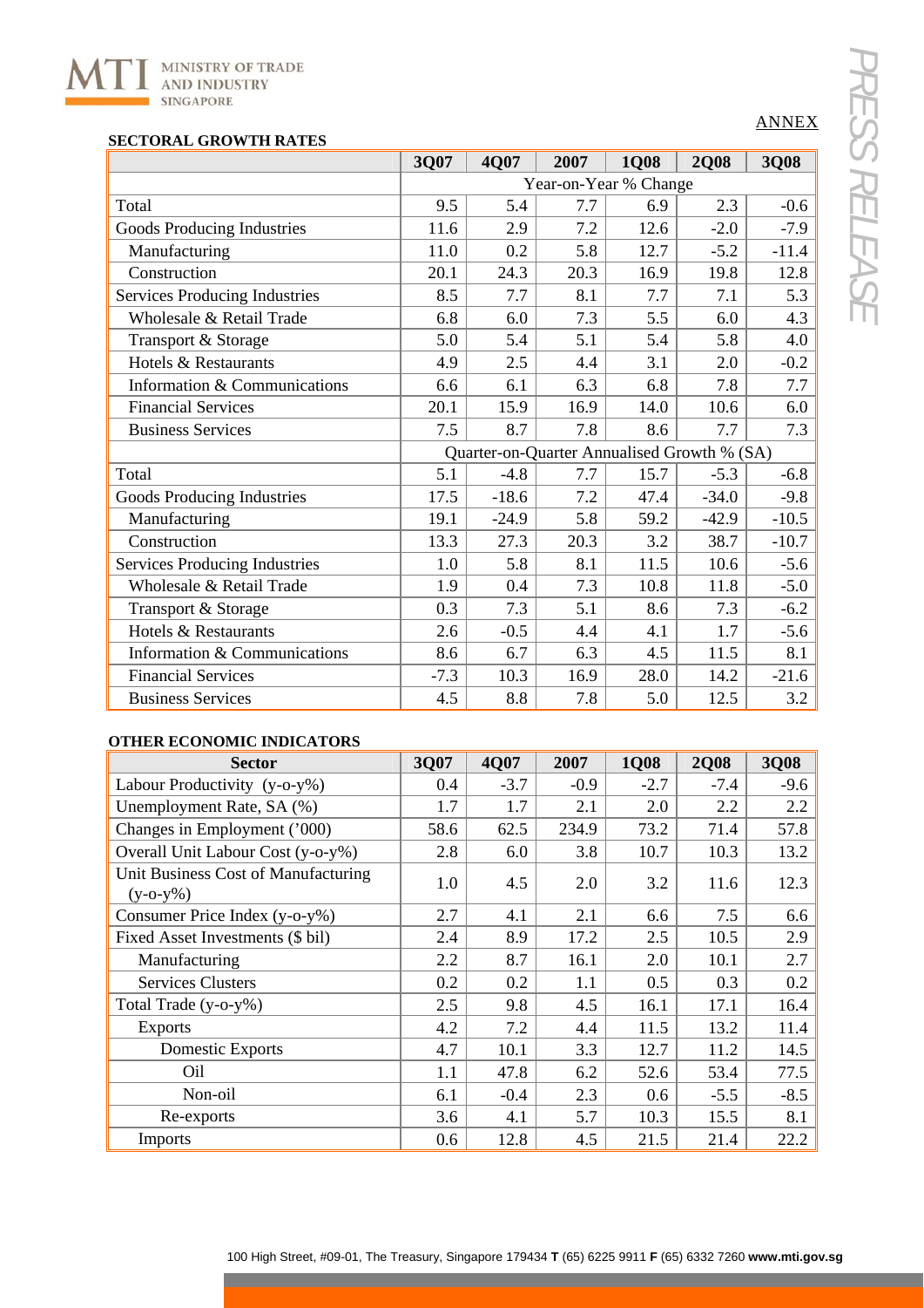MINISTRY OF TRADE AND INDUSTRY SINGAPORE

ANNEX

**SECTORAL GROWTH RATES**

| | 3Q07 | 4Q07 | 2007 | 1Q08 | 2Q08 | 3Q08 |
|---|---|---|---|---|---|---|
| | Year-on-Year % Change | | | | | |
| Total | 9.5 | 5.4 | 7.7 | 6.9 | 2.3 | -0.6 |
| Goods Producing Industries | 11.6 | 2.9 | 7.2 | 12.6 | -2.0 | -7.9 |
| Manufacturing | 11.0 | 0.2 | 5.8 | 12.7 | -5.2 | -11.4 |
| Construction | 20.1 | 24.3 | 20.3 | 16.9 | 19.8 | 12.8 |
| Services Producing Industries | 8.5 | 7.7 | 8.1 | 7.7 | 7.1 | 5.3 |
| Wholesale & Retail Trade | 6.8 | 6.0 | 7.3 | 5.5 | 6.0 | 4.3 |
| Transport & Storage | 5.0 | 5.4 | 5.1 | 5.4 | 5.8 | 4.0 |
| Hotels & Restaurants | 4.9 | 2.5 | 4.4 | 3.1 | 2.0 | -0.2 |
| Information & Communications | 6.6 | 6.1 | 6.3 | 6.8 | 7.8 | 7.7 |
| Financial Services | 20.1 | 15.9 | 16.9 | 14.0 | 10.6 | 6.0 |
| Business Services | 7.5 | 8.7 | 7.8 | 8.6 | 7.7 | 7.3 |
| | Quarter-on-Quarter Annualised Growth % (SA) | | | | | |
| Total | 5.1 | -4.8 | 7.7 | 15.7 | -5.3 | -6.8 |
| Goods Producing Industries | 17.5 | -18.6 | 7.2 | 47.4 | -34.0 | -9.8 |
| Manufacturing | 19.1 | -24.9 | 5.8 | 59.2 | -42.9 | -10.5 |
| Construction | 13.3 | 27.3 | 20.3 | 3.2 | 38.7 | -10.7 |
| Services Producing Industries | 1.0 | 5.8 | 8.1 | 11.5 | 10.6 | -5.6 |
| Wholesale & Retail Trade | 1.9 | 0.4 | 7.3 | 10.8 | 11.8 | -5.0 |
| Transport & Storage | 0.3 | 7.3 | 5.1 | 8.6 | 7.3 | -6.2 |
| Hotels & Restaurants | 2.6 | -0.5 | 4.4 | 4.1 | 1.7 | -5.6 |
| Information & Communications | 8.6 | 6.7 | 6.3 | 4.5 | 11.5 | 8.1 |
| Financial Services | -7.3 | 10.3 | 16.9 | 28.0 | 14.2 | -21.6 |
| Business Services | 4.5 | 8.8 | 7.8 | 5.0 | 12.5 | 3.2 |

**OTHER ECONOMIC INDICATORS**

| Sector | 3Q07 | 4Q07 | 2007 | 1Q08 | 2Q08 | 3Q08 |
|---|---|---|---|---|---|---|
| Labour Productivity (y-o-y%) | 0.4 | -3.7 | -0.9 | -2.7 | -7.4 | -9.6 |
| Unemployment Rate, SA (%) | 1.7 | 1.7 | 2.1 | 2.0 | 2.2 | 2.2 |
| Changes in Employment ('000) | 58.6 | 62.5 | 234.9 | 73.2 | 71.4 | 57.8 |
| Overall Unit Labour Cost (y-o-y%) | 2.8 | 6.0 | 3.8 | 10.7 | 10.3 | 13.2 |
| Unit Business Cost of Manufacturing (y-o-y%) | 1.0 | 4.5 | 2.0 | 3.2 | 11.6 | 12.3 |
| Consumer Price Index (y-o-y%) | 2.7 | 4.1 | 2.1 | 6.6 | 7.5 | 6.6 |
| Fixed Asset Investments ($ bil) | 2.4 | 8.9 | 17.2 | 2.5 | 10.5 | 2.9 |
| Manufacturing | 2.2 | 8.7 | 16.1 | 2.0 | 10.1 | 2.7 |
| Services Clusters | 0.2 | 0.2 | 1.1 | 0.5 | 0.3 | 0.2 |
| Total Trade (y-o-y%) | 2.5 | 9.8 | 4.5 | 16.1 | 17.1 | 16.4 |
| Exports | 4.2 | 7.2 | 4.4 | 11.5 | 13.2 | 11.4 |
| Domestic Exports | 4.7 | 10.1 | 3.3 | 12.7 | 11.2 | 14.5 |
| Oil | 1.1 | 47.8 | 6.2 | 52.6 | 53.4 | 77.5 |
| Non-oil | 6.1 | -0.4 | 2.3 | 0.6 | -5.5 | -8.5 |
| Re-exports | 3.6 | 4.1 | 5.7 | 10.3 | 15.5 | 8.1 |
| Imports | 0.6 | 12.8 | 4.5 | 21.5 | 21.4 | 22.2 |

100 High Street, #09-01, The Treasury, Singapore 179434 **T** (65) 6225 9911 **F** (65) 6332 7260 **www.mti.gov.sg**